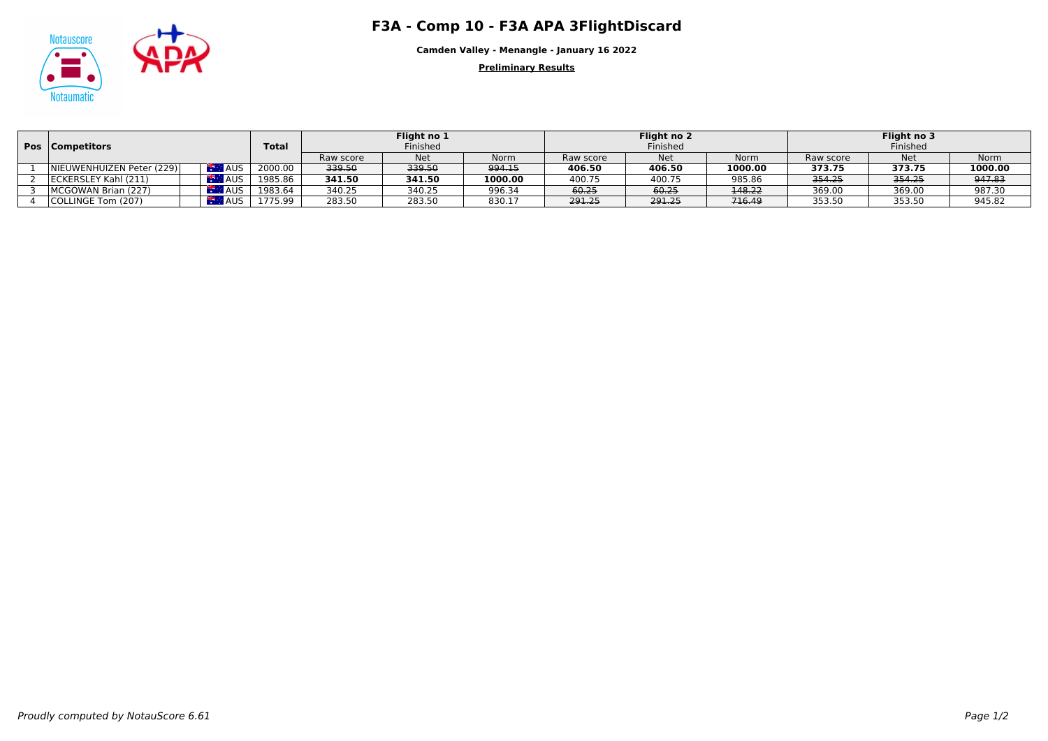# F3A - Comp 10 - F3A APA 3FlightDiscard

**Camden Valley - Menangle - January 16 2022**

**Preliminary Results**

| Pos | Competitors | | Total | Flight no 1 Finished | | | Flight no 2 Finished | | | Flight no 3 Finished | | |
|---|---|---|---|---|---|---|---|---|---|---|---|---|
| | | | | Raw score | Net | Norm | Raw score | Net | Norm | Raw score | Net | Norm |
| 1 | NIEUWENHUIZEN Peter (229) | AUS | 2000.00 | ~~339.50~~ | ~~339.50~~ | ~~994.15~~ | **406.50** | **406.50** | **1000.00** | **373.75** | **373.75** | **1000.00** |
| 2 | ECKERSLEY Kahl (211) | AUS | 1985.86 | **341.50** | **341.50** | **1000.00** | 400.75 | 400.75 | 985.86 | ~~354.25~~ | ~~354.25~~ | ~~947.83~~ |
| 3 | MCGOWAN Brian (227) | AUS | 1983.64 | 340.25 | 340.25 | 996.34 | ~~60.25~~ | ~~60.25~~ | ~~148.22~~ | 369.00 | 369.00 | 987.30 |
| 4 | COLLINGE Tom (207) | AUS | 1775.99 | 283.50 | 283.50 | 830.17 | ~~291.25~~ | ~~291.25~~ | ~~716.49~~ | 353.50 | 353.50 | 945.82 |

*Proudly computed by NotauScore 6.61*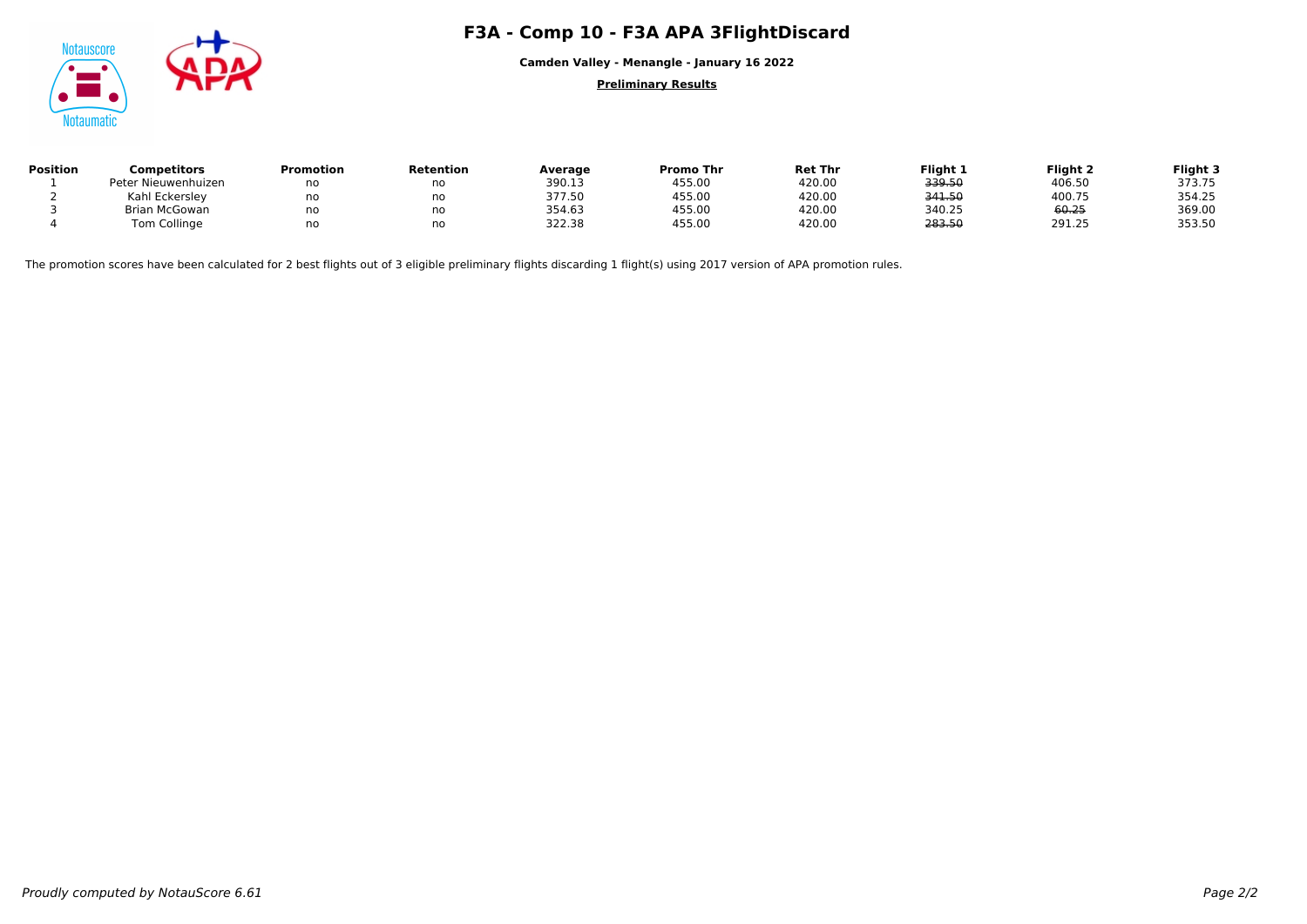# F3A - Comp 10 - F3A APA 3FlightDiscard

**Camden Valley - Menangle - January 16 2022**

**Preliminary Results**

| Position | Competitors | Promotion | Retention | Average | Promo Thr | Ret Thr | Flight 1 | Flight 2 | Flight 3 |
|---|---|---|---|---|---|---|---|---|---|
| 1 | Peter Nieuwenhuizen | no | no | 390.13 | 455.00 | 420.00 | ~~339.50~~ | 406.50 | 373.75 |
| 2 | Kahl Eckersley | no | no | 377.50 | 455.00 | 420.00 | ~~341.50~~ | 400.75 | 354.25 |
| 3 | Brian McGowan | no | no | 354.63 | 455.00 | 420.00 | 340.25 | ~~60.25~~ | 369.00 |
| 4 | Tom Collinge | no | no | 322.38 | 455.00 | 420.00 | ~~283.50~~ | 291.25 | 353.50 |

The promotion scores have been calculated for 2 best flights out of 3 eligible preliminary flights discarding 1 flight(s) using 2017 version of APA promotion rules.

*Proudly computed by NotauScore 6.61*